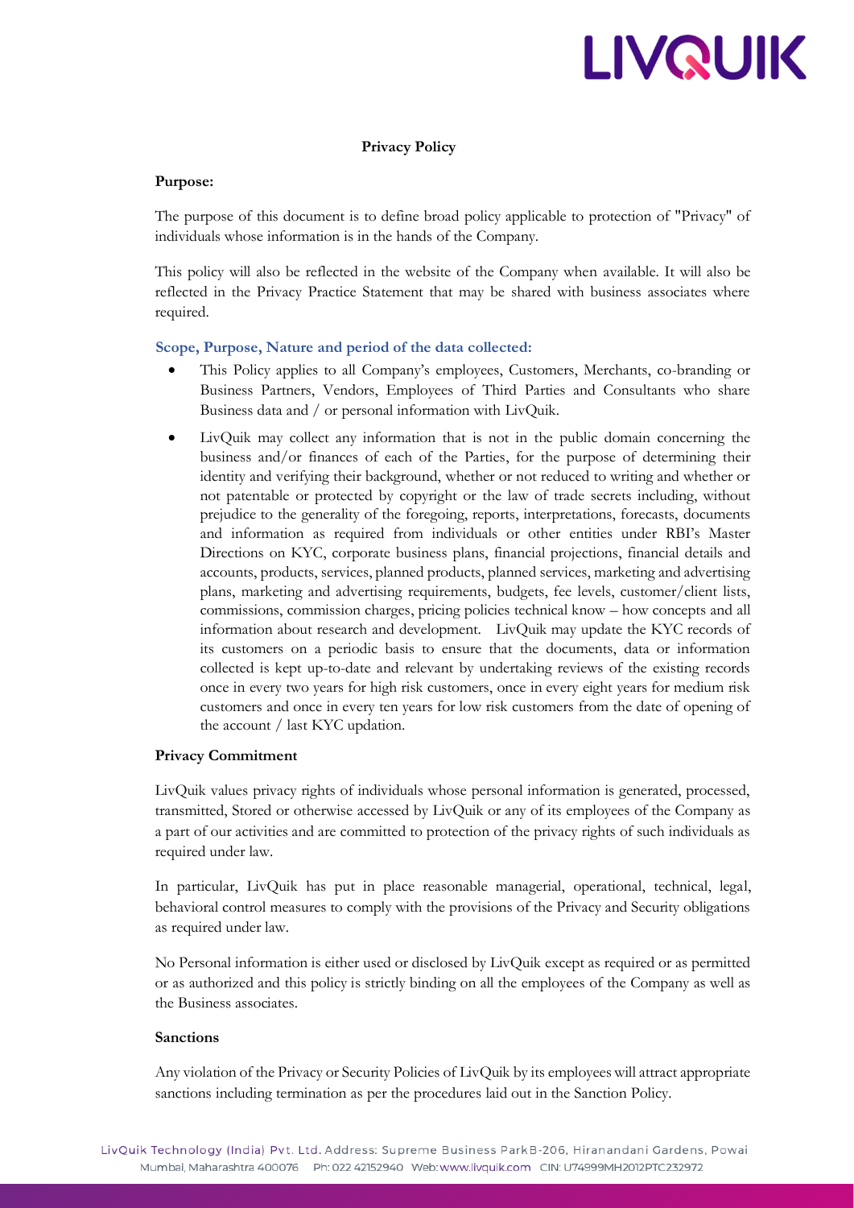## Privacy Policy

**Purpose:**

The purpose of this document is to define broad policy applicable to protection of "Privacy" of individuals whose information is in the hands of the Company.

This policy will also be reflected in the website of the Company when available. It will also be reflected in the Privacy Practice Statement that may be shared with business associates where required.

**Scope, Purpose, Nature and period of the data collected:**

- This Policy applies to all Company's employees, Customers, Merchants, co-branding or Business Partners, Vendors, Employees of Third Parties and Consultants who share Business data and / or personal information with LivQuik.
- LivQuik may collect any information that is not in the public domain concerning the business and/or finances of each of the Parties, for the purpose of determining their identity and verifying their background, whether or not reduced to writing and whether or not patentable or protected by copyright or the law of trade secrets including, without prejudice to the generality of the foregoing, reports, interpretations, forecasts, documents and information as required from individuals or other entities under RBI's Master Directions on KYC, corporate business plans, financial projections, financial details and accounts, products, services, planned products, planned services, marketing and advertising plans, marketing and advertising requirements, budgets, fee levels, customer/client lists, commissions, commission charges, pricing policies technical know – how concepts and all information about research and development. LivQuik may update the KYC records of its customers on a periodic basis to ensure that the documents, data or information collected is kept up-to-date and relevant by undertaking reviews of the existing records once in every two years for high risk customers, once in every eight years for medium risk customers and once in every ten years for low risk customers from the date of opening of the account / last KYC updation.

**Privacy Commitment**

LivQuik values privacy rights of individuals whose personal information is generated, processed, transmitted, Stored or otherwise accessed by LivQuik or any of its employees of the Company as a part of our activities and are committed to protection of the privacy rights of such individuals as required under law.

In particular, LivQuik has put in place reasonable managerial, operational, technical, legal, behavioral control measures to comply with the provisions of the Privacy and Security obligations as required under law.

No Personal information is either used or disclosed by LivQuik except as required or as permitted or as authorized and this policy is strictly binding on all the employees of the Company as well as the Business associates.

**Sanctions**

Any violation of the Privacy or Security Policies of LivQuik by its employees will attract appropriate sanctions including termination as per the procedures laid out in the Sanction Policy.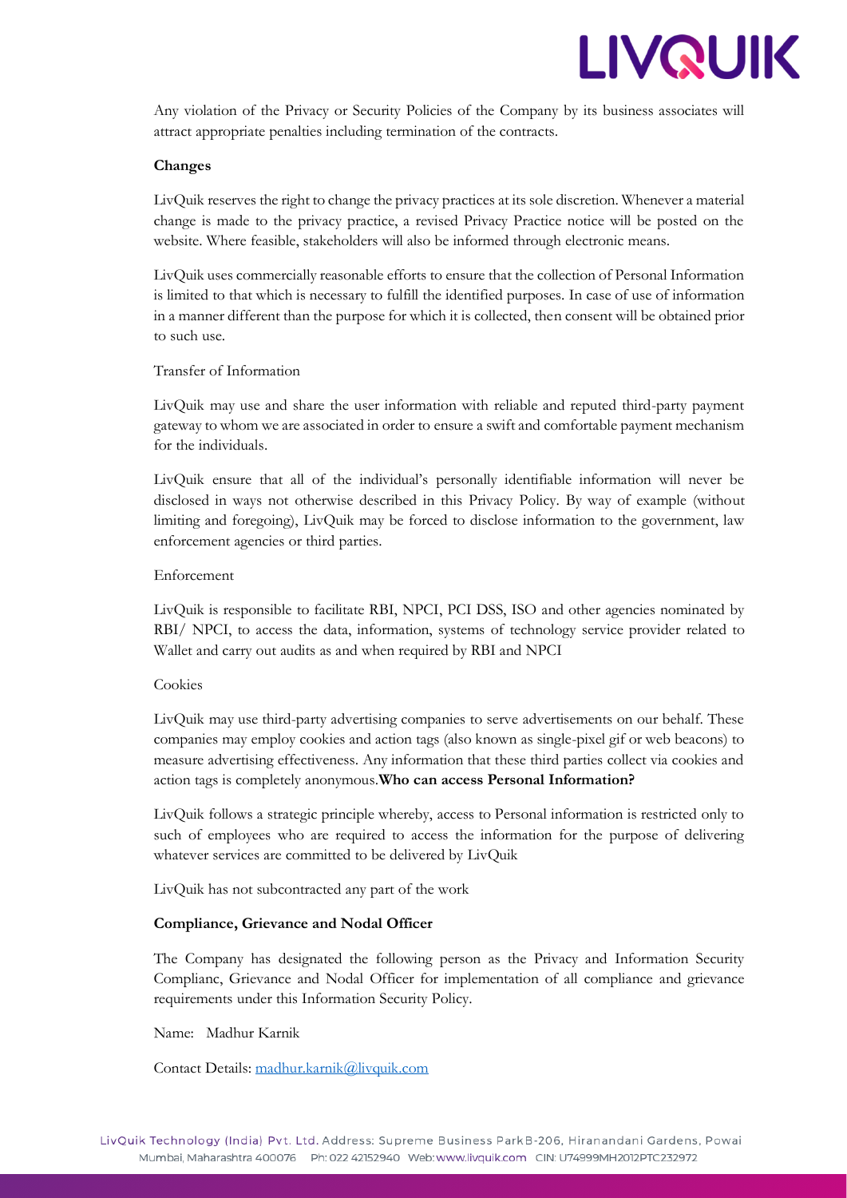Any violation of the Privacy or Security Policies of the Company by its business associates will attract appropriate penalties including termination of the contracts.

**Changes**

LivQuik reserves the right to change the privacy practices at its sole discretion. Whenever a material change is made to the privacy practice, a revised Privacy Practice notice will be posted on the website. Where feasible, stakeholders will also be informed through electronic means.

LivQuik uses commercially reasonable efforts to ensure that the collection of Personal Information is limited to that which is necessary to fulfill the identified purposes. In case of use of information in a manner different than the purpose for which it is collected, then consent will be obtained prior to such use.

Transfer of Information

LivQuik may use and share the user information with reliable and reputed third-party payment gateway to whom we are associated in order to ensure a swift and comfortable payment mechanism for the individuals.

LivQuik ensure that all of the individual's personally identifiable information will never be disclosed in ways not otherwise described in this Privacy Policy. By way of example (without limiting and foregoing), LivQuik may be forced to disclose information to the government, law enforcement agencies or third parties.

Enforcement

LivQuik is responsible to facilitate RBI, NPCI, PCI DSS, ISO and other agencies nominated by RBI/ NPCI, to access the data, information, systems of technology service provider related to Wallet and carry out audits as and when required by RBI and NPCI

Cookies

LivQuik may use third-party advertising companies to serve advertisements on our behalf. These companies may employ cookies and action tags (also known as single-pixel gif or web beacons) to measure advertising effectiveness. Any information that these third parties collect via cookies and action tags is completely anonymous.**Who can access Personal Information?**

LivQuik follows a strategic principle whereby, access to Personal information is restricted only to such of employees who are required to access the information for the purpose of delivering whatever services are committed to be delivered by LivQuik

LivQuik has not subcontracted any part of the work

**Compliance, Grievance and Nodal Officer**

The Company has designated the following person as the Privacy and Information Security Complianc, Grievance and Nodal Officer for implementation of all compliance and grievance requirements under this Information Security Policy.

Name: Madhur Karnik

Contact Details: madhur.karnik@livquik.com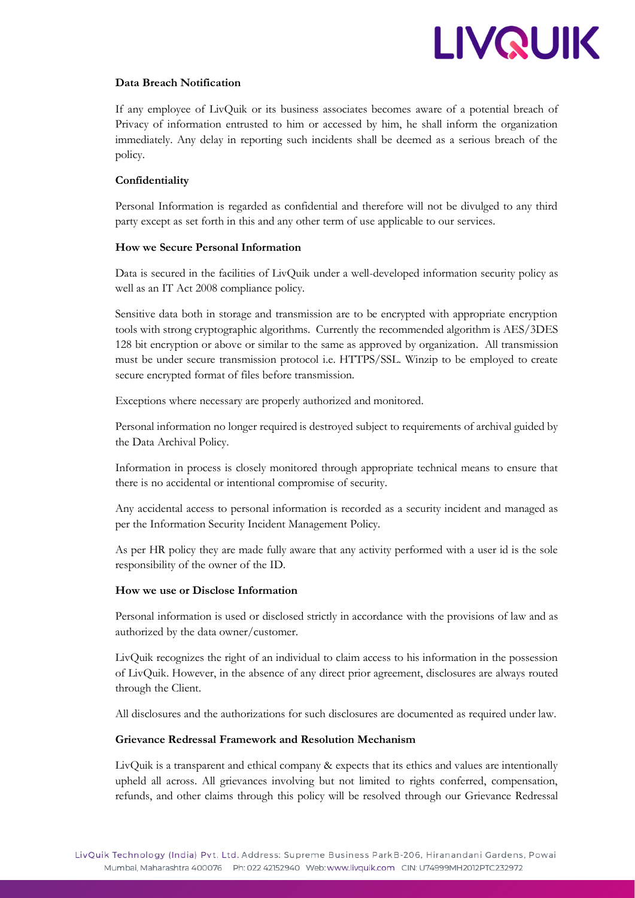**Data Breach Notification**

If any employee of LivQuik or its business associates becomes aware of a potential breach of Privacy of information entrusted to him or accessed by him, he shall inform the organization immediately. Any delay in reporting such incidents shall be deemed as a serious breach of the policy.

**Confidentiality**

Personal Information is regarded as confidential and therefore will not be divulged to any third party except as set forth in this and any other term of use applicable to our services.

**How we Secure Personal Information**

Data is secured in the facilities of LivQuik under a well-developed information security policy as well as an IT Act 2008 compliance policy.

Sensitive data both in storage and transmission are to be encrypted with appropriate encryption tools with strong cryptographic algorithms. Currently the recommended algorithm is AES/3DES 128 bit encryption or above or similar to the same as approved by organization. All transmission must be under secure transmission protocol i.e. HTTPS/SSL. Winzip to be employed to create secure encrypted format of files before transmission.

Exceptions where necessary are properly authorized and monitored.

Personal information no longer required is destroyed subject to requirements of archival guided by the Data Archival Policy.

Information in process is closely monitored through appropriate technical means to ensure that there is no accidental or intentional compromise of security.

Any accidental access to personal information is recorded as a security incident and managed as per the Information Security Incident Management Policy.

As per HR policy they are made fully aware that any activity performed with a user id is the sole responsibility of the owner of the ID.

**How we use or Disclose Information**

Personal information is used or disclosed strictly in accordance with the provisions of law and as authorized by the data owner/customer.

LivQuik recognizes the right of an individual to claim access to his information in the possession of LivQuik. However, in the absence of any direct prior agreement, disclosures are always routed through the Client.

All disclosures and the authorizations for such disclosures are documented as required under law.

**Grievance Redressal Framework and Resolution Mechanism**

LivQuik is a transparent and ethical company & expects that its ethics and values are intentionally upheld all across. All grievances involving but not limited to rights conferred, compensation, refunds, and other claims through this policy will be resolved through our Grievance Redressal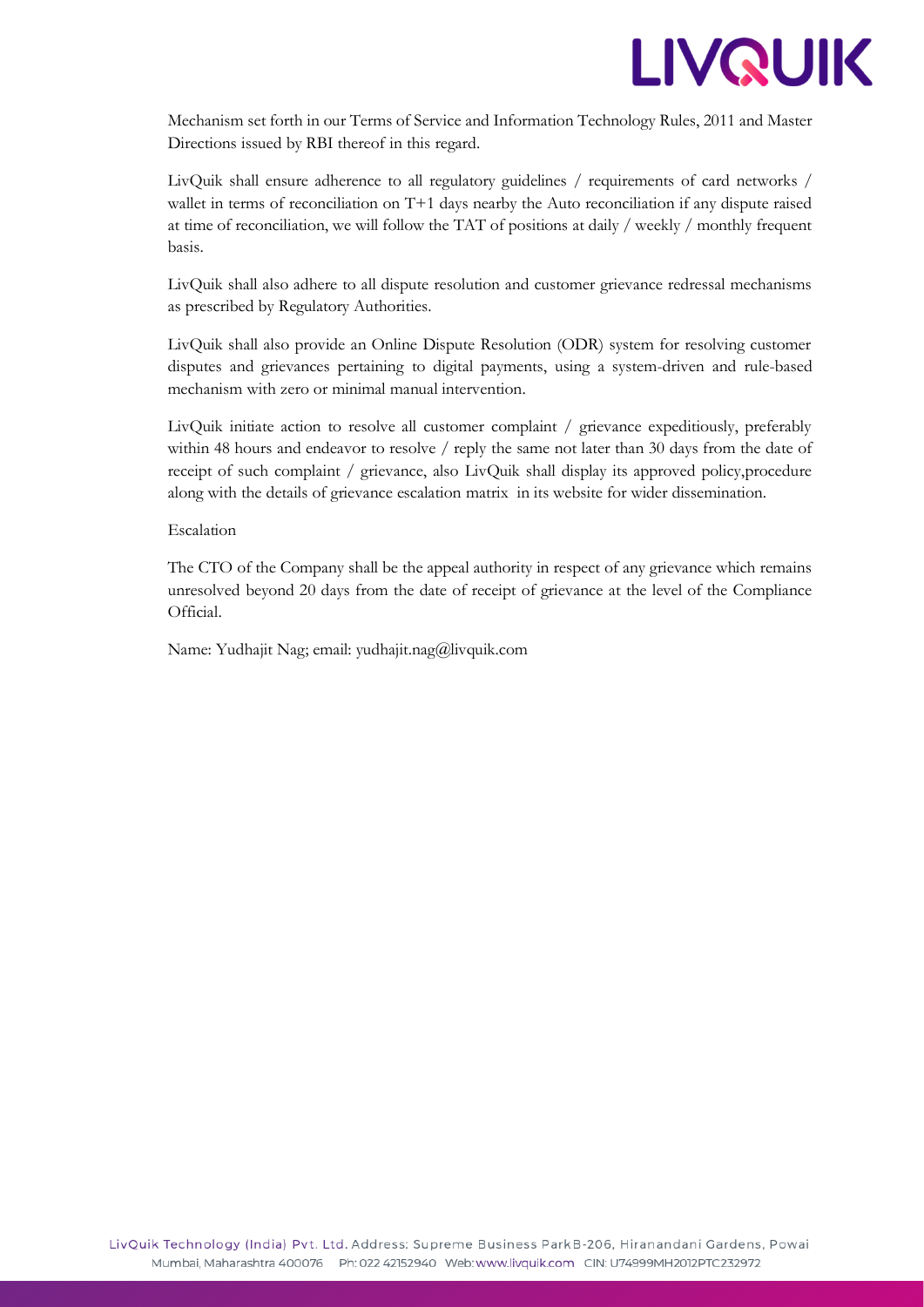Mechanism set forth in our Terms of Service and Information Technology Rules, 2011 and Master Directions issued by RBI thereof in this regard.

LivQuik shall ensure adherence to all regulatory guidelines / requirements of card networks / wallet in terms of reconciliation on T+1 days nearby the Auto reconciliation if any dispute raised at time of reconciliation, we will follow the TAT of positions at daily / weekly / monthly frequent basis.

LivQuik shall also adhere to all dispute resolution and customer grievance redressal mechanisms as prescribed by Regulatory Authorities.

LivQuik shall also provide an Online Dispute Resolution (ODR) system for resolving customer disputes and grievances pertaining to digital payments, using a system-driven and rule-based mechanism with zero or minimal manual intervention.

LivQuik initiate action to resolve all customer complaint / grievance expeditiously, preferably within 48 hours and endeavor to resolve / reply the same not later than 30 days from the date of receipt of such complaint / grievance, also LivQuik shall display its approved policy,procedure along with the details of grievance escalation matrix in its website for wider dissemination.

Escalation

The CTO of the Company shall be the appeal authority in respect of any grievance which remains unresolved beyond 20 days from the date of receipt of grievance at the level of the Compliance Official.

Name: Yudhajit Nag; email: yudhajit.nag@livquik.com